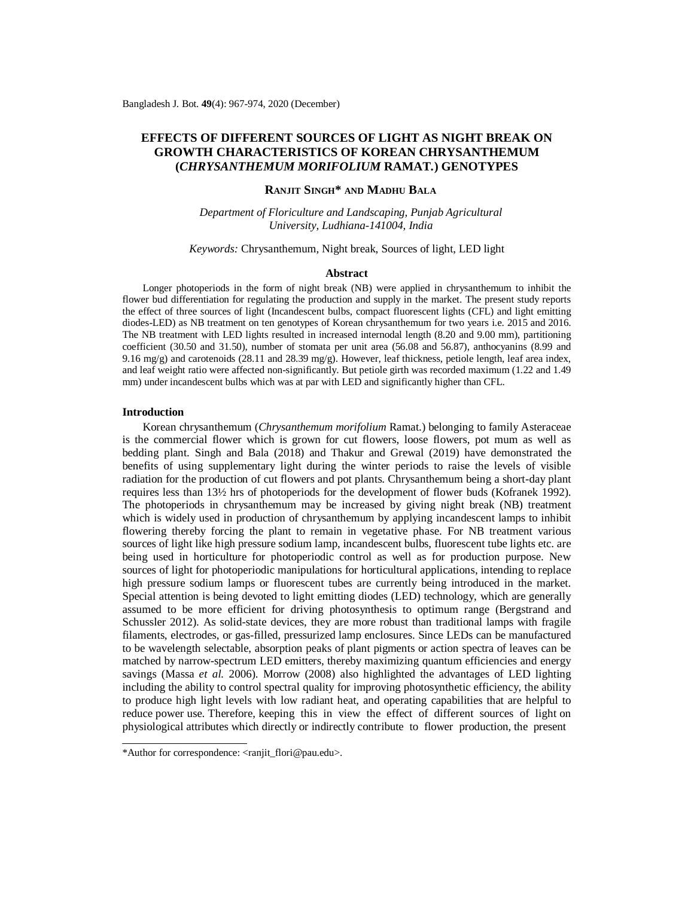# EFFECTS OF DIFFERENT SOURCES OF LIGHT AS NIGHT BREAK ON GROWTH CHARACTERISTICS OF KOREAN CHRYSANTHEMUM (*CHRYSANTHEMUM MORIFOLIUM* RAMAT.) GENOTYPES

**RANJIT SINGH* AND MADHU BALA**

*Department of Floriculture and Landscaping, Punjab Agricultural University, Ludhiana-141004, India*

*Keywords:* Chrysanthemum, Night break, Sources of light, LED light

## Abstract

Longer photoperiods in the form of night break (NB) were applied in chrysanthemum to inhibit the flower bud differentiation for regulating the production and supply in the market. The present study reports the effect of three sources of light (Incandescent bulbs, compact fluorescent lights (CFL) and light emitting diodes-LED) as NB treatment on ten genotypes of Korean chrysanthemum for two years i.e. 2015 and 2016. The NB treatment with LED lights resulted in increased internodal length (8.20 and 9.00 mm), partitioning coefficient (30.50 and 31.50), number of stomata per unit area (56.08 and 56.87), anthocyanins (8.99 and 9.16 mg/g) and carotenoids (28.11 and 28.39 mg/g). However, leaf thickness, petiole length, leaf area index, and leaf weight ratio were affected non-significantly. But petiole girth was recorded maximum (1.22 and 1.49 mm) under incandescent bulbs which was at par with LED and significantly higher than CFL.

## Introduction

Korean chrysanthemum (*Chrysanthemum morifolium* Ramat.) belonging to family Asteraceae is the commercial flower which is grown for cut flowers, loose flowers, pot mum as well as bedding plant. Singh and Bala (2018) and Thakur and Grewal (2019) have demonstrated the benefits of using supplementary light during the winter periods to raise the levels of visible radiation for the production of cut flowers and pot plants. Chrysanthemum being a short-day plant requires less than 13½ hrs of photoperiods for the development of flower buds (Kofranek 1992). The photoperiods in chrysanthemum may be increased by giving night break (NB) treatment which is widely used in production of chrysanthemum by applying incandescent lamps to inhibit flowering thereby forcing the plant to remain in vegetative phase. For NB treatment various sources of light like high pressure sodium lamp, incandescent bulbs, fluorescent tube lights etc. are being used in horticulture for photoperiodic control as well as for production purpose. New sources of light for photoperiodic manipulations for horticultural applications, intending to replace high pressure sodium lamps or fluorescent tubes are currently being introduced in the market. Special attention is being devoted to light emitting diodes (LED) technology, which are generally assumed to be more efficient for driving photosynthesis to optimum range (Bergstrand and Schussler 2012). As solid-state devices, they are more robust than traditional lamps with fragile filaments, electrodes, or gas-filled, pressurized lamp enclosures. Since LEDs can be manufactured to be wavelength selectable, absorption peaks of plant pigments or action spectra of leaves can be matched by narrow-spectrum LED emitters, thereby maximizing quantum efficiencies and energy savings (Massa *et al.* 2006). Morrow (2008) also highlighted the advantages of LED lighting including the ability to control spectral quality for improving photosynthetic efficiency, the ability to produce high light levels with low radiant heat, and operating capabilities that are helpful to reduce power use. Therefore, keeping this in view the effect of different sources of light on physiological attributes which directly or indirectly contribute to flower production, the present

*Author for correspondence: <ranjit_flori@pau.edu>.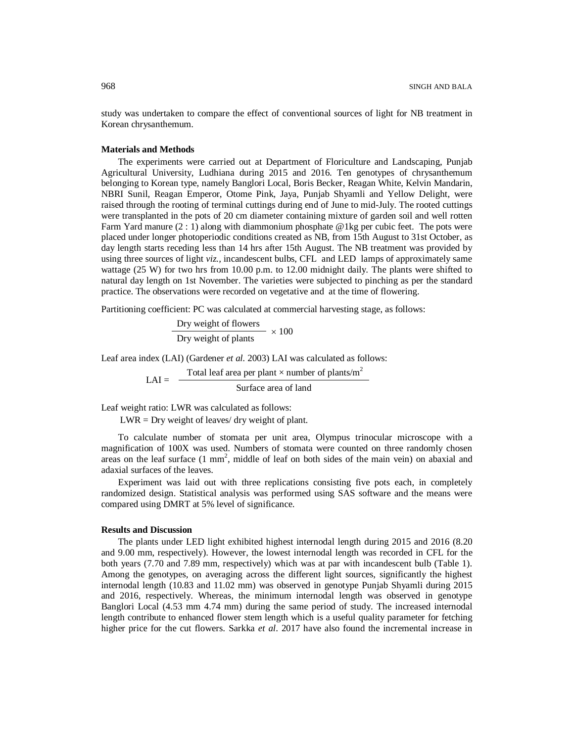study was undertaken to compare the effect of conventional sources of light for NB treatment in Korean chrysanthemum.

## Materials and Methods

The experiments were carried out at Department of Floriculture and Landscaping, Punjab Agricultural University, Ludhiana during 2015 and 2016. Ten genotypes of chrysanthemum belonging to Korean type, namely Banglori Local, Boris Becker, Reagan White, Kelvin Mandarin, NBRI Sunil, Reagan Emperor, Otome Pink, Jaya, Punjab Shyamli and Yellow Delight, were raised through the rooting of terminal cuttings during end of June to mid-July. The rooted cuttings were transplanted in the pots of 20 cm diameter containing mixture of garden soil and well rotten Farm Yard manure (2 : 1) along with diammonium phosphate @1kg per cubic feet. The pots were placed under longer photoperiodic conditions created as NB, from 15th August to 31st October, as day length starts receding less than 14 hrs after 15th August. The NB treatment was provided by using three sources of light *viz.*, incandescent bulbs, CFL and LED lamps of approximately same wattage (25 W) for two hrs from 10.00 p.m. to 12.00 midnight daily. The plants were shifted to natural day length on 1st November. The varieties were subjected to pinching as per the standard practice. The observations were recorded on vegetative and at the time of flowering.

Partitioning coefficient: PC was calculated at commercial harvesting stage, as follows:

$$\frac{\text{Dry weight of flowers}}{\text{Dry weight of plants}} \times 100$$

Leaf area index (LAI) (Gardener *et al.* 2003) LAI was calculated as follows:

$$\text{LAI} = \frac{\text{Total leaf area per plant} \times \text{number of plants/m}^2}{\text{Surface area of land}}$$

Leaf weight ratio: LWR was calculated as follows:

LWR = Dry weight of leaves/ dry weight of plant.

To calculate number of stomata per unit area, Olympus trinocular microscope with a magnification of 100X was used. Numbers of stomata were counted on three randomly chosen areas on the leaf surface (1 mm$^2$, middle of leaf on both sides of the main vein) on abaxial and adaxial surfaces of the leaves.

Experiment was laid out with three replications consisting five pots each, in completely randomized design. Statistical analysis was performed using SAS software and the means were compared using DMRT at 5% level of significance.

## Results and Discussion

The plants under LED light exhibited highest internodal length during 2015 and 2016 (8.20 and 9.00 mm, respectively). However, the lowest internodal length was recorded in CFL for the both years (7.70 and 7.89 mm, respectively) which was at par with incandescent bulb (Table 1). Among the genotypes, on averaging across the different light sources, significantly the highest internodal length (10.83 and 11.02 mm) was observed in genotype Punjab Shyamli during 2015 and 2016, respectively. Whereas, the minimum internodal length was observed in genotype Banglori Local (4.53 mm 4.74 mm) during the same period of study. The increased internodal length contribute to enhanced flower stem length which is a useful quality parameter for fetching higher price for the cut flowers. Sarkka *et al*. 2017 have also found the incremental increase in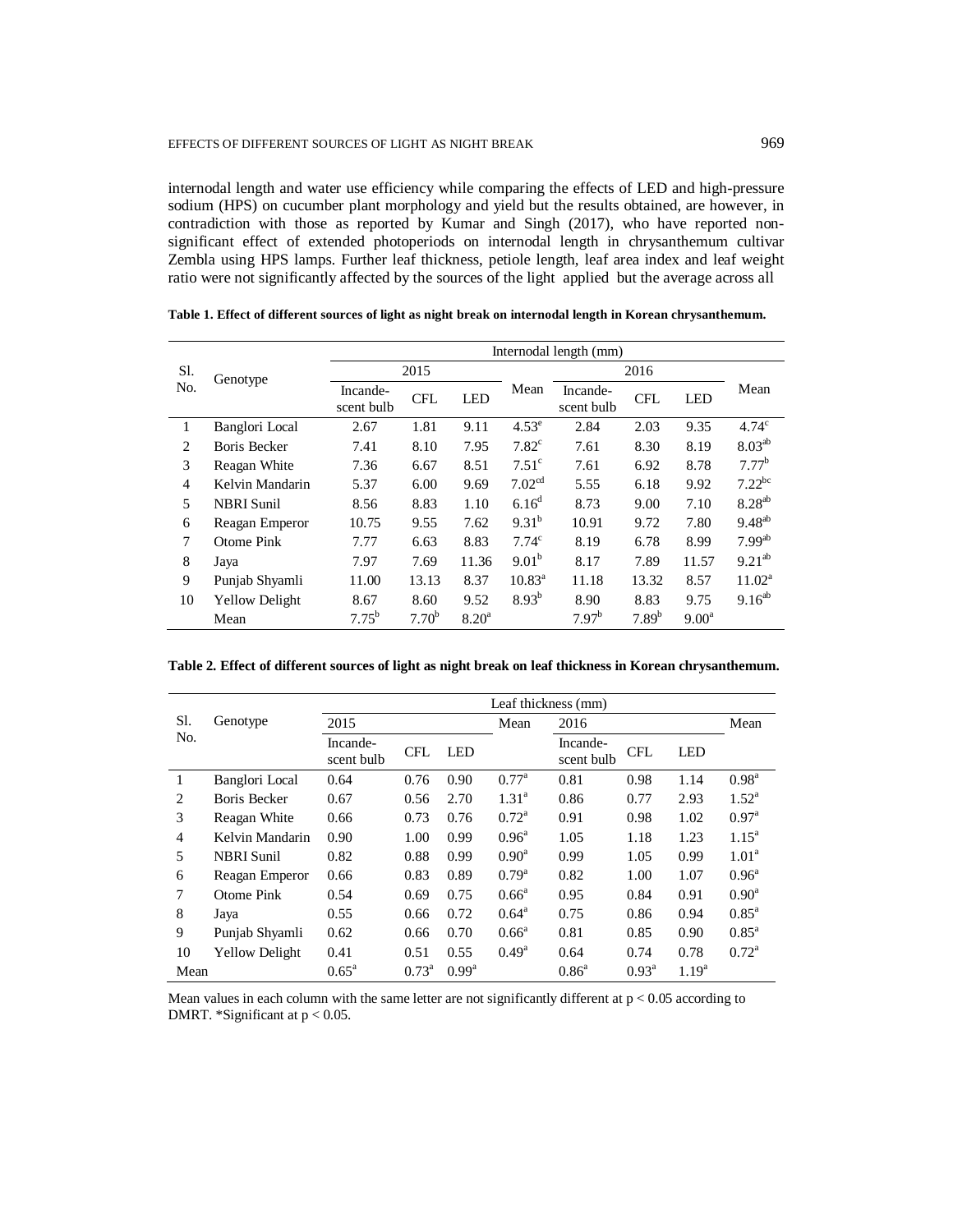internodal length and water use efficiency while comparing the effects of LED and high-pressure sodium (HPS) on cucumber plant morphology and yield but the results obtained, are however, in contradiction with those as reported by Kumar and Singh (2017), who have reported non-significant effect of extended photoperiods on internodal length in chrysanthemum cultivar Zembla using HPS lamps. Further leaf thickness, petiole length, leaf area index and leaf weight ratio were not significantly affected by the sources of the light applied but the average across all

**Table 1. Effect of different sources of light as night break on internodal length in Korean chrysanthemum.**

| Sl. No. | Genotype | Internodal length (mm) | | | | | | | |
|---|---|---|---|---|---|---|---|---|---|
| | | 2015 | | | Mean | 2016 | | | Mean |
| | | Incande-scent bulb | CFL | LED | | Incande-scent bulb | CFL | LED | |
| 1 | Banglori Local | 2.67 | 1.81 | 9.11 | $4.53^{e}$ | 2.84 | 2.03 | 9.35 | $4.74^{c}$ |
| 2 | Boris Becker | 7.41 | 8.10 | 7.95 | $7.82^{c}$ | 7.61 | 8.30 | 8.19 | $8.03^{ab}$ |
| 3 | Reagan White | 7.36 | 6.67 | 8.51 | $7.51^{c}$ | 7.61 | 6.92 | 8.78 | $7.77^{b}$ |
| 4 | Kelvin Mandarin | 5.37 | 6.00 | 9.69 | $7.02^{cd}$ | 5.55 | 6.18 | 9.92 | $7.22^{bc}$ |
| 5 | NBRI Sunil | 8.56 | 8.83 | 1.10 | $6.16^{d}$ | 8.73 | 9.00 | 7.10 | $8.28^{ab}$ |
| 6 | Reagan Emperor | 10.75 | 9.55 | 7.62 | $9.31^{b}$ | 10.91 | 9.72 | 7.80 | $9.48^{ab}$ |
| 7 | Otome Pink | 7.77 | 6.63 | 8.83 | $7.74^{c}$ | 8.19 | 6.78 | 8.99 | $7.99^{ab}$ |
| 8 | Jaya | 7.97 | 7.69 | 11.36 | $9.01^{b}$ | 8.17 | 7.89 | 11.57 | $9.21^{ab}$ |
| 9 | Punjab Shyamli | 11.00 | 13.13 | 8.37 | $10.83^{a}$ | 11.18 | 13.32 | 8.57 | $11.02^{a}$ |
| 10 | Yellow Delight | 8.67 | 8.60 | 9.52 | $8.93^{b}$ | 8.90 | 8.83 | 9.75 | $9.16^{ab}$ |
| | Mean | $7.75^{b}$ | $7.70^{b}$ | $8.20^{a}$ | | $7.97^{b}$ | $7.89^{b}$ | $9.00^{a}$ | |

**Table 2. Effect of different sources of light as night break on leaf thickness in Korean chrysanthemum.**

| Sl. No. | Genotype | Leaf thickness (mm) | | | | | | | |
|---|---|---|---|---|---|---|---|---|---|
| | | 2015 | | | Mean | 2016 | | | Mean |
| | | Incande-scent bulb | CFL | LED | | Incande-scent bulb | CFL | LED | |
| 1 | Banglori Local | 0.64 | 0.76 | 0.90 | $0.77^{a}$ | 0.81 | 0.98 | 1.14 | $0.98^{a}$ |
| 2 | Boris Becker | 0.67 | 0.56 | 2.70 | $1.31^{a}$ | 0.86 | 0.77 | 2.93 | $1.52^{a}$ |
| 3 | Reagan White | 0.66 | 0.73 | 0.76 | $0.72^{a}$ | 0.91 | 0.98 | 1.02 | $0.97^{a}$ |
| 4 | Kelvin Mandarin | 0.90 | 1.00 | 0.99 | $0.96^{a}$ | 1.05 | 1.18 | 1.23 | $1.15^{a}$ |
| 5 | NBRI Sunil | 0.82 | 0.88 | 0.99 | $0.90^{a}$ | 0.99 | 1.05 | 0.99 | $1.01^{a}$ |
| 6 | Reagan Emperor | 0.66 | 0.83 | 0.89 | $0.79^{a}$ | 0.82 | 1.00 | 1.07 | $0.96^{a}$ |
| 7 | Otome Pink | 0.54 | 0.69 | 0.75 | $0.66^{a}$ | 0.95 | 0.84 | 0.91 | $0.90^{a}$ |
| 8 | Jaya | 0.55 | 0.66 | 0.72 | $0.64^{a}$ | 0.75 | 0.86 | 0.94 | $0.85^{a}$ |
| 9 | Punjab Shyamli | 0.62 | 0.66 | 0.70 | $0.66^{a}$ | 0.81 | 0.85 | 0.90 | $0.85^{a}$ |
| 10 | Yellow Delight | 0.41 | 0.51 | 0.55 | $0.49^{a}$ | 0.64 | 0.74 | 0.78 | $0.72^{a}$ |
| Mean | | $0.65^{a}$ | $0.73^{a}$ | $0.99^{a}$ | | $0.86^{a}$ | $0.93^{a}$ | $1.19^{a}$ | |

Mean values in each column with the same letter are not significantly different at $p < 0.05$ according to DMRT. *Significant at $p < 0.05$.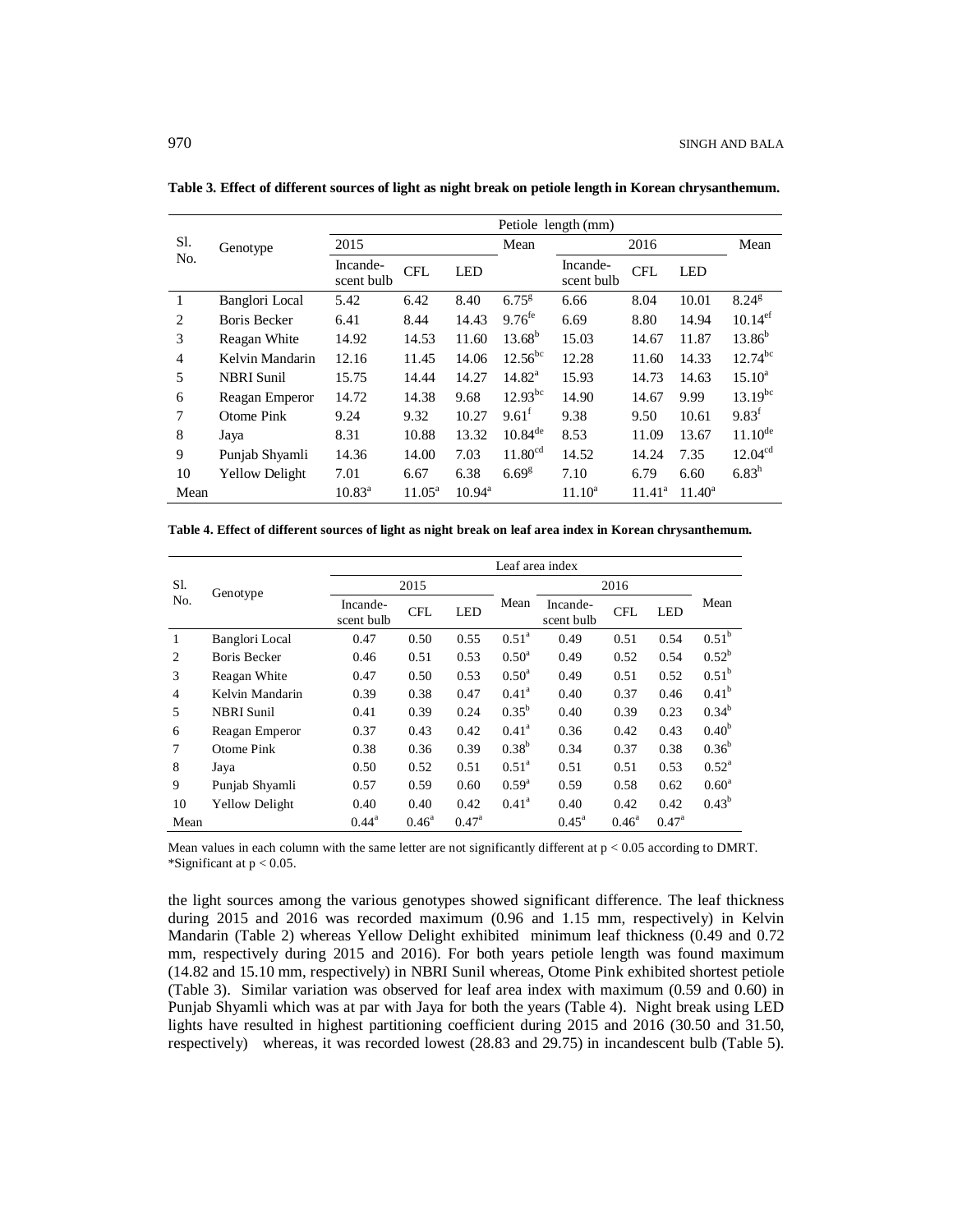**Table 3. Effect of different sources of light as night break on petiole length in Korean chrysanthemum.**

| Sl. No. | Genotype | Petiole length (mm) | | | | | | | |
|---|---|---|---|---|---|---|---|---|---|
| | | 2015 | | | Mean | 2016 | | | Mean |
| | | Incande-scent bulb | CFL | LED | | Incande-scent bulb | CFL | LED | |
| 1 | Banglori Local | 5.42 | 6.42 | 8.40 | 6.75[g] | 6.66 | 8.04 | 10.01 | 8.24[g] |
| 2 | Boris Becker | 6.41 | 8.44 | 14.43 | 9.76[fe] | 6.69 | 8.80 | 14.94 | 10.14[ef] |
| 3 | Reagan White | 14.92 | 14.53 | 11.60 | 13.68[b] | 15.03 | 14.67 | 11.87 | 13.86[b] |
| 4 | Kelvin Mandarin | 12.16 | 11.45 | 14.06 | 12.56[bc] | 12.28 | 11.60 | 14.33 | 12.74[bc] |
| 5 | NBRI Sunil | 15.75 | 14.44 | 14.27 | 14.82[a] | 15.93 | 14.73 | 14.63 | 15.10[a] |
| 6 | Reagan Emperor | 14.72 | 14.38 | 9.68 | 12.93[bc] | 14.90 | 14.67 | 9.99 | 13.19[bc] |
| 7 | Otome Pink | 9.24 | 9.32 | 10.27 | 9.61[f] | 9.38 | 9.50 | 10.61 | 9.83[f] |
| 8 | Jaya | 8.31 | 10.88 | 13.32 | 10.84[de] | 8.53 | 11.09 | 13.67 | 11.10[de] |
| 9 | Punjab Shyamli | 14.36 | 14.00 | 7.03 | 11.80[cd] | 14.52 | 14.24 | 7.35 | 12.04[cd] |
| 10 | Yellow Delight | 7.01 | 6.67 | 6.38 | 6.69[g] | 7.10 | 6.79 | 6.60 | 6.83[h] |
| Mean | | 10.83[a] | 11.05[a] | 10.94[a] | | 11.10[a] | 11.41[a] | 11.40[a] | |

**Table 4. Effect of different sources of light as night break on leaf area index in Korean chrysanthemum.**

| Sl. No. | Genotype | Leaf area index | | | | | | | |
|---|---|---|---|---|---|---|---|---|---|
| | | 2015 | | | Mean | 2016 | | | Mean |
| | | Incande-scent bulb | CFL | LED | | Incande-scent bulb | CFL | LED | |
| 1 | Banglori Local | 0.47 | 0.50 | 0.55 | 0.51[a] | 0.49 | 0.51 | 0.54 | 0.51[b] |
| 2 | Boris Becker | 0.46 | 0.51 | 0.53 | 0.50[a] | 0.49 | 0.52 | 0.54 | 0.52[b] |
| 3 | Reagan White | 0.47 | 0.50 | 0.53 | 0.50[a] | 0.49 | 0.51 | 0.52 | 0.51[b] |
| 4 | Kelvin Mandarin | 0.39 | 0.38 | 0.47 | 0.41[a] | 0.40 | 0.37 | 0.46 | 0.41[b] |
| 5 | NBRI Sunil | 0.41 | 0.39 | 0.24 | 0.35[b] | 0.40 | 0.39 | 0.23 | 0.34[b] |
| 6 | Reagan Emperor | 0.37 | 0.43 | 0.42 | 0.41[a] | 0.36 | 0.42 | 0.43 | 0.40[b] |
| 7 | Otome Pink | 0.38 | 0.36 | 0.39 | 0.38[b] | 0.34 | 0.37 | 0.38 | 0.36[b] |
| 8 | Jaya | 0.50 | 0.52 | 0.51 | 0.51[a] | 0.51 | 0.51 | 0.53 | 0.52[a] |
| 9 | Punjab Shyamli | 0.57 | 0.59 | 0.60 | 0.59[a] | 0.59 | 0.58 | 0.62 | 0.60[a] |
| 10 | Yellow Delight | 0.40 | 0.40 | 0.42 | 0.41[a] | 0.40 | 0.42 | 0.42 | 0.43[b] |
| Mean | | 0.44[a] | 0.46[a] | 0.47[a] | | 0.45[a] | 0.46[a] | 0.47[a] | |

Mean values in each column with the same letter are not significantly different at $p < 0.05$ according to DMRT.
*Significant at $p < 0.05$.

the light sources among the various genotypes showed significant difference. The leaf thickness during 2015 and 2016 was recorded maximum (0.96 and 1.15 mm, respectively) in Kelvin Mandarin (Table 2) whereas Yellow Delight exhibited minimum leaf thickness (0.49 and 0.72 mm, respectively during 2015 and 2016). For both years petiole length was found maximum (14.82 and 15.10 mm, respectively) in NBRI Sunil whereas, Otome Pink exhibited shortest petiole (Table 3). Similar variation was observed for leaf area index with maximum (0.59 and 0.60) in Punjab Shyamli which was at par with Jaya for both the years (Table 4). Night break using LED lights have resulted in highest partitioning coefficient during 2015 and 2016 (30.50 and 31.50, respectively) whereas, it was recorded lowest (28.83 and 29.75) in incandescent bulb (Table 5).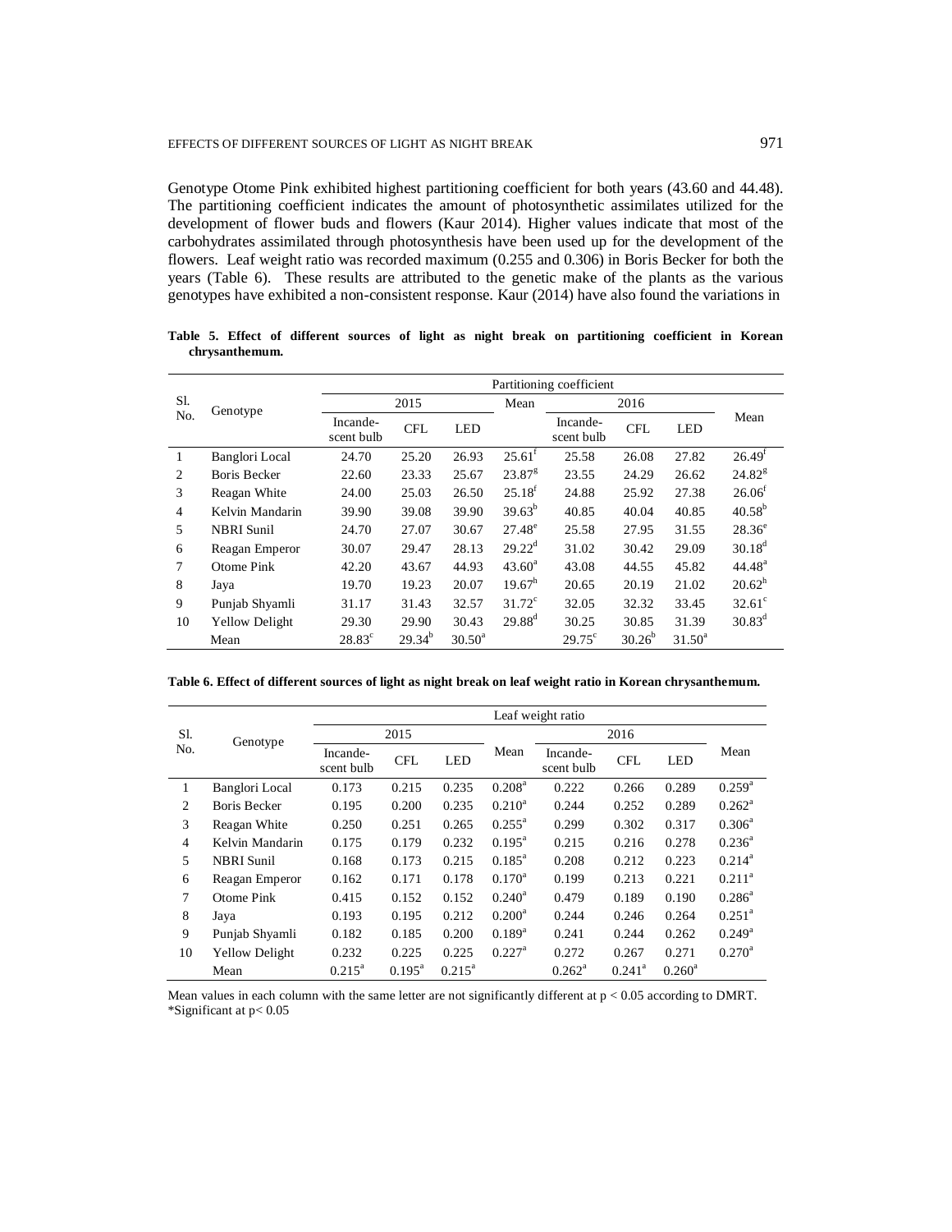Genotype Otome Pink exhibited highest partitioning coefficient for both years (43.60 and 44.48). The partitioning coefficient indicates the amount of photosynthetic assimilates utilized for the development of flower buds and flowers (Kaur 2014). Higher values indicate that most of the carbohydrates assimilated through photosynthesis have been used up for the development of the flowers. Leaf weight ratio was recorded maximum (0.255 and 0.306) in Boris Becker for both the years (Table 6). These results are attributed to the genetic make of the plants as the various genotypes have exhibited a non-consistent response. Kaur (2014) have also found the variations in

**Table 5. Effect of different sources of light as night break on partitioning coefficient in Korean chrysanthemum.**

| Sl. No. | Genotype | Partitioning coefficient | | | | | | | |
|---|---|---|---|---|---|---|---|---|---|
| | | 2015 | | | Mean | 2016 | | | Mean |
| | | Incandescent bulb | CFL | LED | | Incandescent bulb | CFL | LED | |
| 1 | Banglori Local | 24.70 | 25.20 | 26.93 | $25.61^{f}$ | 25.58 | 26.08 | 27.82 | $26.49^{f}$ |
| 2 | Boris Becker | 22.60 | 23.33 | 25.67 | $23.87^{g}$ | 23.55 | 24.29 | 26.62 | $24.82^{g}$ |
| 3 | Reagan White | 24.00 | 25.03 | 26.50 | $25.18^{f}$ | 24.88 | 25.92 | 27.38 | $26.06^{f}$ |
| 4 | Kelvin Mandarin | 39.90 | 39.08 | 39.90 | $39.63^{b}$ | 40.85 | 40.04 | 40.85 | $40.58^{b}$ |
| 5 | NBRI Sunil | 24.70 | 27.07 | 30.67 | $27.48^{e}$ | 25.58 | 27.95 | 31.55 | $28.36^{e}$ |
| 6 | Reagan Emperor | 30.07 | 29.47 | 28.13 | $29.22^{d}$ | 31.02 | 30.42 | 29.09 | $30.18^{d}$ |
| 7 | Otome Pink | 42.20 | 43.67 | 44.93 | $43.60^{a}$ | 43.08 | 44.55 | 45.82 | $44.48^{a}$ |
| 8 | Jaya | 19.70 | 19.23 | 20.07 | $19.67^{h}$ | 20.65 | 20.19 | 21.02 | $20.62^{h}$ |
| 9 | Punjab Shyamli | 31.17 | 31.43 | 32.57 | $31.72^{c}$ | 32.05 | 32.32 | 33.45 | $32.61^{c}$ |
| 10 | Yellow Delight | 29.30 | 29.90 | 30.43 | $29.88^{d}$ | 30.25 | 30.85 | 31.39 | $30.83^{d}$ |
| | Mean | $28.83^{c}$ | $29.34^{b}$ | $30.50^{a}$ | | $29.75^{c}$ | $30.26^{b}$ | $31.50^{a}$ | |

**Table 6. Effect of different sources of light as night break on leaf weight ratio in Korean chrysanthemum.**

| Sl. No. | Genotype | Leaf weight ratio | | | | | | | |
|---|---|---|---|---|---|---|---|---|---|
| | | 2015 | | | Mean | 2016 | | | Mean |
| | | Incandescent bulb | CFL | LED | | Incandescent bulb | CFL | LED | |
| 1 | Banglori Local | 0.173 | 0.215 | 0.235 | $0.208^{a}$ | 0.222 | 0.266 | 0.289 | $0.259^{a}$ |
| 2 | Boris Becker | 0.195 | 0.200 | 0.235 | $0.210^{a}$ | 0.244 | 0.252 | 0.289 | $0.262^{a}$ |
| 3 | Reagan White | 0.250 | 0.251 | 0.265 | $0.255^{a}$ | 0.299 | 0.302 | 0.317 | $0.306^{a}$ |
| 4 | Kelvin Mandarin | 0.175 | 0.179 | 0.232 | $0.195^{a}$ | 0.215 | 0.216 | 0.278 | $0.236^{a}$ |
| 5 | NBRI Sunil | 0.168 | 0.173 | 0.215 | $0.185^{a}$ | 0.208 | 0.212 | 0.223 | $0.214^{a}$ |
| 6 | Reagan Emperor | 0.162 | 0.171 | 0.178 | $0.170^{a}$ | 0.199 | 0.213 | 0.221 | $0.211^{a}$ |
| 7 | Otome Pink | 0.415 | 0.152 | 0.152 | $0.240^{a}$ | 0.479 | 0.189 | 0.190 | $0.286^{a}$ |
| 8 | Jaya | 0.193 | 0.195 | 0.212 | $0.200^{a}$ | 0.244 | 0.246 | 0.264 | $0.251^{a}$ |
| 9 | Punjab Shyamli | 0.182 | 0.185 | 0.200 | $0.189^{a}$ | 0.241 | 0.244 | 0.262 | $0.249^{a}$ |
| 10 | Yellow Delight | 0.232 | 0.225 | 0.225 | $0.227^{a}$ | 0.272 | 0.267 | 0.271 | $0.270^{a}$ |
| | Mean | $0.215^{a}$ | $0.195^{a}$ | $0.215^{a}$ | | $0.262^{a}$ | $0.241^{a}$ | $0.260^{a}$ | |

Mean values in each column with the same letter are not significantly different at $p < 0.05$ according to DMRT.
*Significant at $p< 0.05$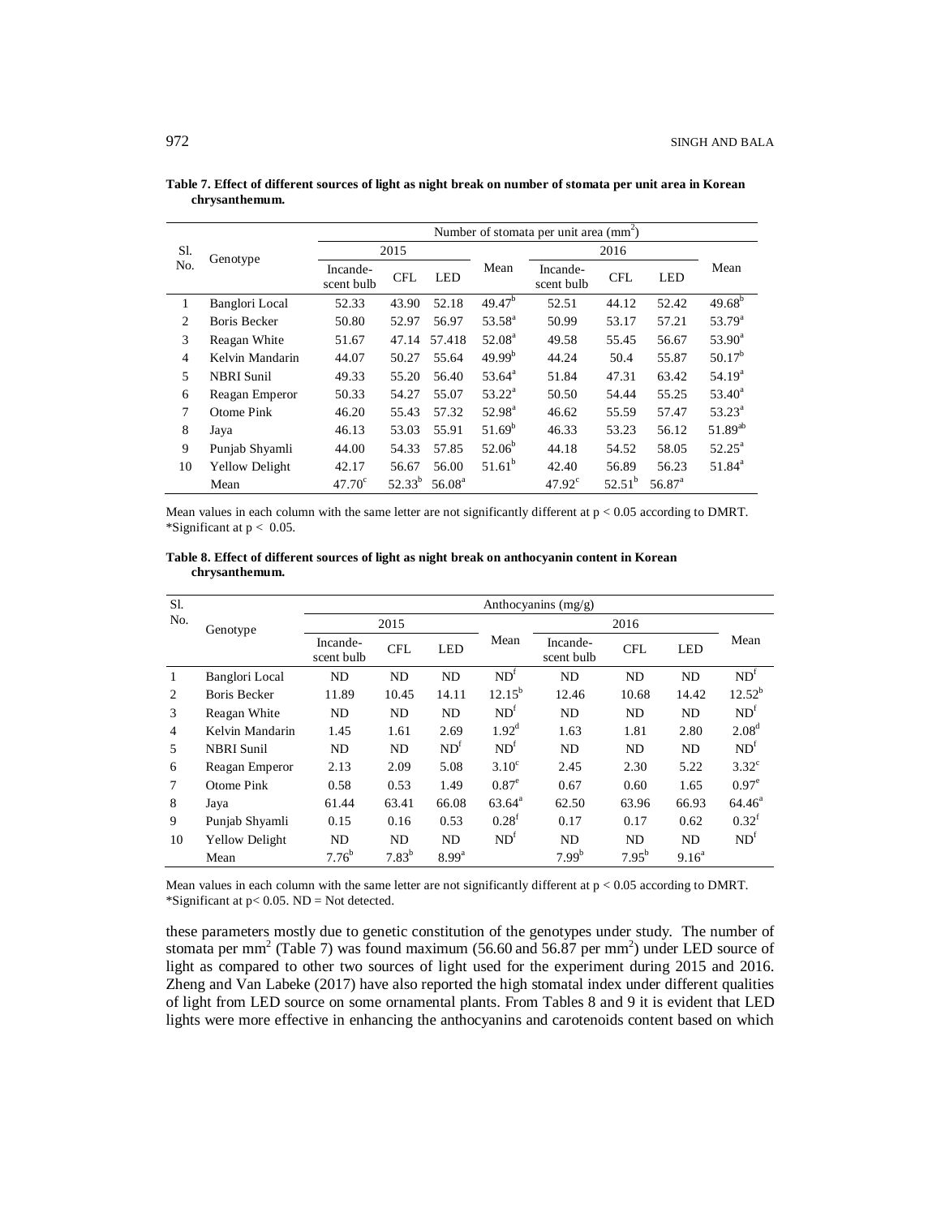**Table 7. Effect of different sources of light as night break on number of stomata per unit area in Korean chrysanthemum.**

| Sl. No. | Genotype | Number of stomata per unit area ($mm^2$) | | | | | | | |
|---|---|---|---|---|---|---|---|---|---|
| | | 2015 | | | Mean | 2016 | | | Mean |
| | | Incande-scent bulb | CFL | LED | | Incande-scent bulb | CFL | LED | |
| 1 | Banglori Local | 52.33 | 43.90 | 52.18 | $49.47^b$ | 52.51 | 44.12 | 52.42 | $49.68^b$ |
| 2 | Boris Becker | 50.80 | 52.97 | 56.97 | $53.58^a$ | 50.99 | 53.17 | 57.21 | $53.79^a$ |
| 3 | Reagan White | 51.67 | 47.14 | 57.418 | $52.08^a$ | 49.58 | 55.45 | 56.67 | $53.90^a$ |
| 4 | Kelvin Mandarin | 44.07 | 50.27 | 55.64 | $49.99^b$ | 44.24 | 50.4 | 55.87 | $50.17^b$ |
| 5 | NBRI Sunil | 49.33 | 55.20 | 56.40 | $53.64^a$ | 51.84 | 47.31 | 63.42 | $54.19^a$ |
| 6 | Reagan Emperor | 50.33 | 54.27 | 55.07 | $53.22^a$ | 50.50 | 54.44 | 55.25 | $53.40^a$ |
| 7 | Otome Pink | 46.20 | 55.43 | 57.32 | $52.98^a$ | 46.62 | 55.59 | 57.47 | $53.23^a$ |
| 8 | Jaya | 46.13 | 53.03 | 55.91 | $51.69^b$ | 46.33 | 53.23 | 56.12 | $51.89^{ab}$ |
| 9 | Punjab Shyamli | 44.00 | 54.33 | 57.85 | $52.06^b$ | 44.18 | 54.52 | 58.05 | $52.25^a$ |
| 10 | Yellow Delight | 42.17 | 56.67 | 56.00 | $51.61^b$ | 42.40 | 56.89 | 56.23 | $51.84^a$ |
| | Mean | $47.70^c$ | $52.33^b$ | $56.08^a$ | | $47.92^c$ | $52.51^b$ | $56.87^a$ | |

Mean values in each column with the same letter are not significantly different at $p < 0.05$ according to DMRT.
*Significant at $p < 0.05$.

**Table 8. Effect of different sources of light as night break on anthocyanin content in Korean chrysanthemum.**

| Sl. No. | Genotype | Anthocyanins (mg/g) | | | | | | | |
|---|---|---|---|---|---|---|---|---|---|
| | | 2015 | | | Mean | 2016 | | | Mean |
| | | Incande-scent bulb | CFL | LED | | Incande-scent bulb | CFL | LED | |
| 1 | Banglori Local | ND | ND | ND | $ND^f$ | ND | ND | ND | $ND^f$ |
| 2 | Boris Becker | 11.89 | 10.45 | 14.11 | $12.15^b$ | 12.46 | 10.68 | 14.42 | $12.52^b$ |
| 3 | Reagan White | ND | ND | ND | $ND^f$ | ND | ND | ND | $ND^f$ |
| 4 | Kelvin Mandarin | 1.45 | 1.61 | 2.69 | $1.92^d$ | 1.63 | 1.81 | 2.80 | $2.08^d$ |
| 5 | NBRI Sunil | ND | ND | $ND^f$ | $ND^f$ | ND | ND | ND | $ND^f$ |
| 6 | Reagan Emperor | 2.13 | 2.09 | 5.08 | $3.10^c$ | 2.45 | 2.30 | 5.22 | $3.32^c$ |
| 7 | Otome Pink | 0.58 | 0.53 | 1.49 | $0.87^e$ | 0.67 | 0.60 | 1.65 | $0.97^e$ |
| 8 | Jaya | 61.44 | 63.41 | 66.08 | $63.64^a$ | 62.50 | 63.96 | 66.93 | $64.46^a$ |
| 9 | Punjab Shyamli | 0.15 | 0.16 | 0.53 | $0.28^f$ | 0.17 | 0.17 | 0.62 | $0.32^f$ |
| 10 | Yellow Delight | ND | ND | ND | $ND^f$ | ND | ND | ND | $ND^f$ |
| | Mean | $7.76^b$ | $7.83^b$ | $8.99^a$ | | $7.99^b$ | $7.95^b$ | $9.16^a$ | |

Mean values in each column with the same letter are not significantly different at $p < 0.05$ according to DMRT.
*Significant at $p< 0.05$. ND = Not detected.

these parameters mostly due to genetic constitution of the genotypes under study. The number of stomata per $mm^2$ (Table 7) was found maximum (56.60 and 56.87 per $mm^2$) under LED source of light as compared to other two sources of light used for the experiment during 2015 and 2016. Zheng and Van Labeke (2017) have also reported the high stomatal index under different qualities of light from LED source on some ornamental plants. From Tables 8 and 9 it is evident that LED lights were more effective in enhancing the anthocyanins and carotenoids content based on which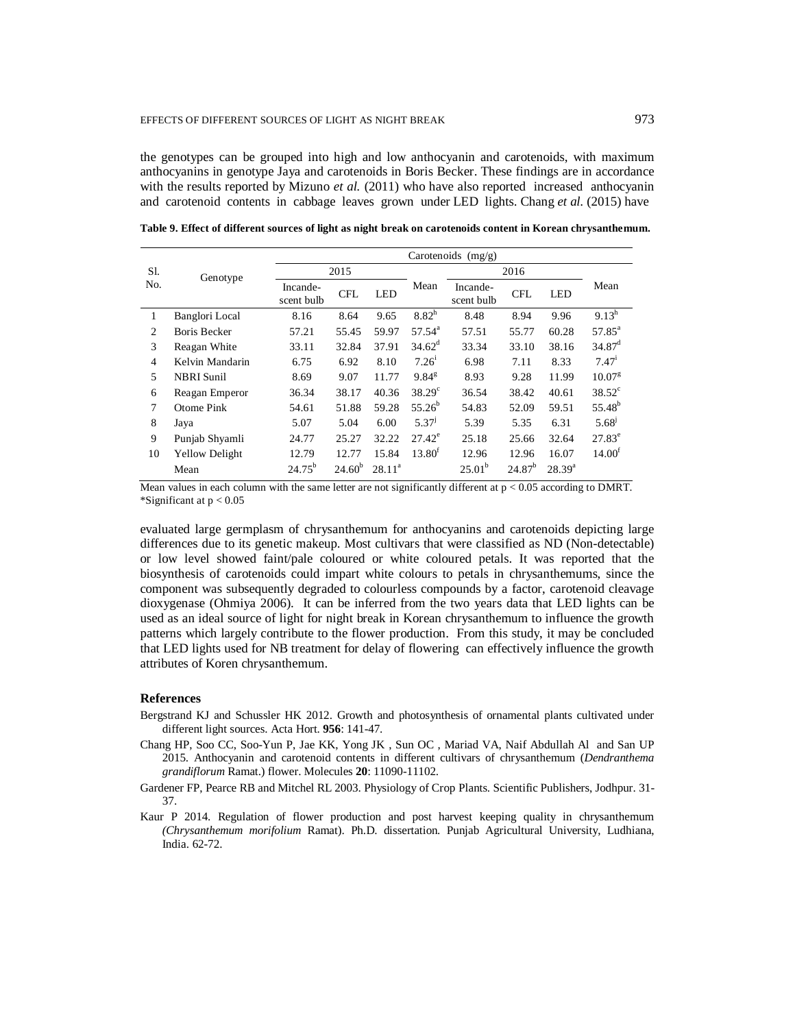the genotypes can be grouped into high and low anthocyanin and carotenoids, with maximum anthocyanins in genotype Jaya and carotenoids in Boris Becker. These findings are in accordance with the results reported by Mizuno *et al.* (2011) who have also reported increased anthocyanin and carotenoid contents in cabbage leaves grown under LED lights. Chang *et al.* (2015) have

**Table 9. Effect of different sources of light as night break on carotenoids content in Korean chrysanthemum.**

| Sl. No. | Genotype | Carotenoids (mg/g) | | | | | | | |
|---|---|---|---|---|---|---|---|---|---|
| | | 2015 | | | Mean | 2016 | | | Mean |
| | | Incandescent bulb | CFL | LED | | Incandescent bulb | CFL | LED | |
| 1 | Banglori Local | 8.16 | 8.64 | 9.65 | 8.82[h] | 8.48 | 8.94 | 9.96 | 9.13[h] |
| 2 | Boris Becker | 57.21 | 55.45 | 59.97 | 57.54[a] | 57.51 | 55.77 | 60.28 | 57.85[a] |
| 3 | Reagan White | 33.11 | 32.84 | 37.91 | 34.62[d] | 33.34 | 33.10 | 38.16 | 34.87[d] |
| 4 | Kelvin Mandarin | 6.75 | 6.92 | 8.10 | 7.26[i] | 6.98 | 7.11 | 8.33 | 7.47[i] |
| 5 | NBRI Sunil | 8.69 | 9.07 | 11.77 | 9.84[g] | 8.93 | 9.28 | 11.99 | 10.07[g] |
| 6 | Reagan Emperor | 36.34 | 38.17 | 40.36 | 38.29[c] | 36.54 | 38.42 | 40.61 | 38.52[c] |
| 7 | Otome Pink | 54.61 | 51.88 | 59.28 | 55.26[b] | 54.83 | 52.09 | 59.51 | 55.48[b] |
| 8 | Jaya | 5.07 | 5.04 | 6.00 | 5.37[j] | 5.39 | 5.35 | 6.31 | 5.68[j] |
| 9 | Punjab Shyamli | 24.77 | 25.27 | 32.22 | 27.42[e] | 25.18 | 25.66 | 32.64 | 27.83[e] |
| 10 | Yellow Delight | 12.79 | 12.77 | 15.84 | 13.80[f] | 12.96 | 12.96 | 16.07 | 14.00[f] |
| | Mean | 24.75[b] | 24.60[b] | 28.11[a] | | 25.01[b] | 24.87[b] | 28.39[a] | |

Mean values in each column with the same letter are not significantly different at $p < 0.05$ according to DMRT.
*Significant at $p < 0.05$

evaluated large germplasm of chrysanthemum for anthocyanins and carotenoids depicting large differences due to its genetic makeup. Most cultivars that were classified as ND (Non-detectable) or low level showed faint/pale coloured or white coloured petals. It was reported that the biosynthesis of carotenoids could impart white colours to petals in chrysanthemums, since the component was subsequently degraded to colourless compounds by a factor, carotenoid cleavage dioxygenase (Ohmiya 2006). It can be inferred from the two years data that LED lights can be used as an ideal source of light for night break in Korean chrysanthemum to influence the growth patterns which largely contribute to the flower production. From this study, it may be concluded that LED lights used for NB treatment for delay of flowering can effectively influence the growth attributes of Koren chrysanthemum.

## References

Bergstrand KJ and Schussler HK 2012. Growth and photosynthesis of ornamental plants cultivated under different light sources. Acta Hort. **956**: 141-47.

Chang HP, Soo CC, Soo-Yun P, Jae KK, Yong JK , Sun OC , Mariad VA, Naif Abdullah Al and San UP 2015. Anthocyanin and carotenoid contents in different cultivars of chrysanthemum (*Dendranthema grandiflorum* Ramat.) flower. Molecules **20**: 11090-11102.

Gardener FP, Pearce RB and Mitchel RL 2003. Physiology of Crop Plants. Scientific Publishers, Jodhpur. 31-37.

Kaur P 2014. Regulation of flower production and post harvest keeping quality in chrysanthemum *(Chrysanthemum morifolium* Ramat). Ph.D. dissertation. Punjab Agricultural University, Ludhiana, India. 62-72.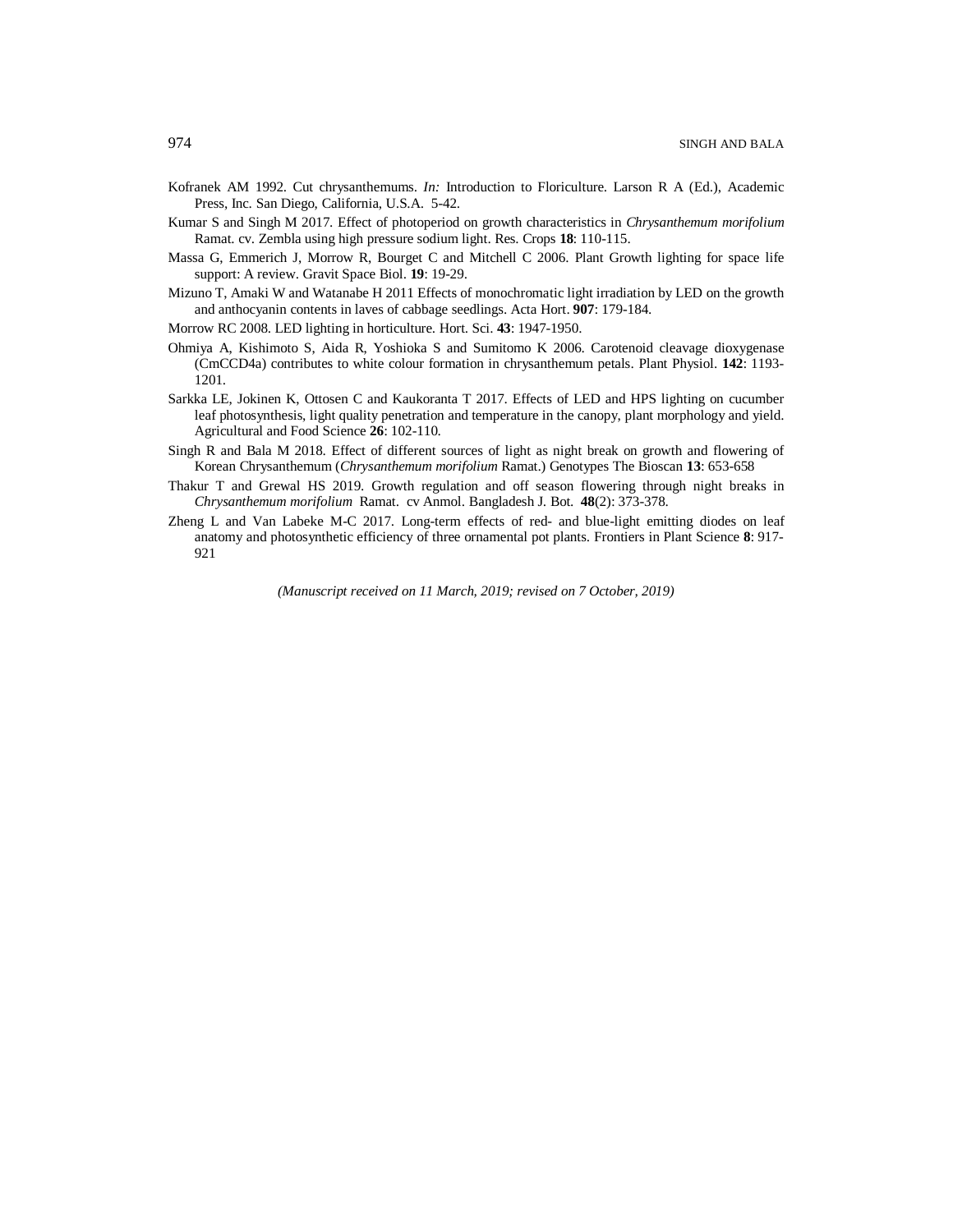Kofranek AM 1992. Cut chrysanthemums. *In:* Introduction to Floriculture. Larson R A (Ed.), Academic Press, Inc. San Diego, California, U.S.A. 5-42.

Kumar S and Singh M 2017. Effect of photoperiod on growth characteristics in *Chrysanthemum morifolium* Ramat. cv. Zembla using high pressure sodium light. Res. Crops **18**: 110-115.

Massa G, Emmerich J, Morrow R, Bourget C and Mitchell C 2006. Plant Growth lighting for space life support: A review. Gravit Space Biol. **19**: 19-29.

Mizuno T, Amaki W and Watanabe H 2011 Effects of monochromatic light irradiation by LED on the growth and anthocyanin contents in laves of cabbage seedlings. Acta Hort. **907**: 179-184.

Morrow RC 2008. LED lighting in horticulture. Hort. Sci. **43**: 1947-1950.

Ohmiya A, Kishimoto S, Aida R, Yoshioka S and Sumitomo K 2006. Carotenoid cleavage dioxygenase (CmCCD4a) contributes to white colour formation in chrysanthemum petals. Plant Physiol. **142**: 1193-1201.

Sarkka LE, Jokinen K, Ottosen C and Kaukoranta T 2017. Effects of LED and HPS lighting on cucumber leaf photosynthesis, light quality penetration and temperature in the canopy, plant morphology and yield. Agricultural and Food Science **26**: 102-110.

Singh R and Bala M 2018. Effect of different sources of light as night break on growth and flowering of Korean Chrysanthemum (*Chrysanthemum morifolium* Ramat.) Genotypes The Bioscan **13**: 653-658

Thakur T and Grewal HS 2019. Growth regulation and off season flowering through night breaks in *Chrysanthemum morifolium* Ramat. cv Anmol. Bangladesh J. Bot. **48**(2): 373-378.

Zheng L and Van Labeke M-C 2017. Long-term effects of red- and blue-light emitting diodes on leaf anatomy and photosynthetic efficiency of three ornamental pot plants. Frontiers in Plant Science **8**: 917-921

*(Manuscript received on 11 March, 2019; revised on 7 October, 2019)*